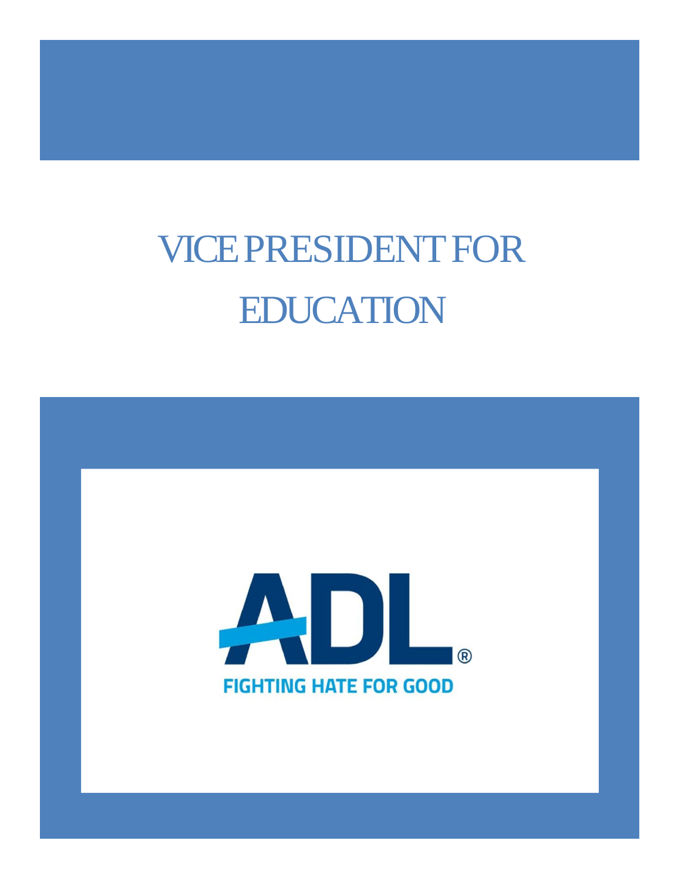# VICE PRESIDENT FOR EDUCATION

ADL®

FIGHTING HATE FOR GOOD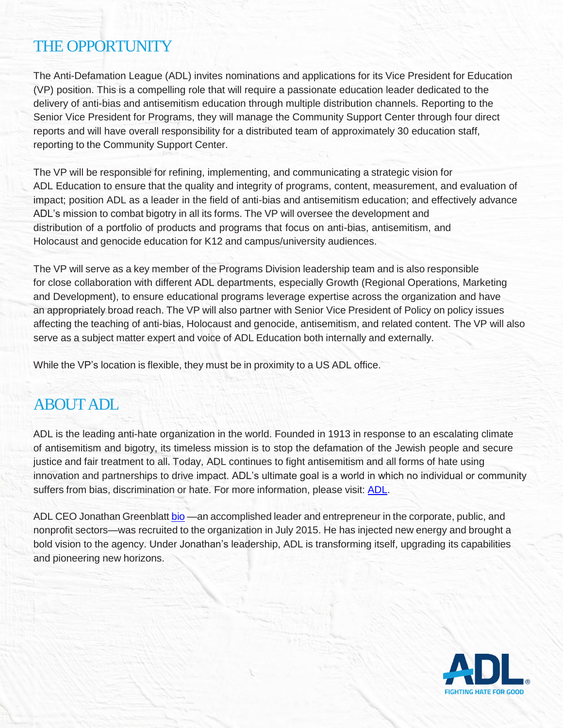## THE OPPORTUNITY

The Anti-Defamation League (ADL) invites nominations and applications for its Vice President for Education (VP) position. This is a compelling role that will require a passionate education leader dedicated to the delivery of anti-bias and antisemitism education through multiple distribution channels. Reporting to the Senior Vice President for Programs, they will manage the Community Support Center through four direct reports and will have overall responsibility for a distributed team of approximately 30 education staff, reporting to the Community Support Center.

The VP will be responsible for refining, implementing, and communicating a strategic vision for ADL Education to ensure that the quality and integrity of programs, content, measurement, and evaluation of impact; position ADL as a leader in the field of anti-bias and antisemitism education; and effectively advance ADL's mission to combat bigotry in all its forms. The VP will oversee the development and distribution of a portfolio of products and programs that focus on anti-bias, antisemitism, and Holocaust and genocide education for K12 and campus/university audiences.

The VP will serve as a key member of the Programs Division leadership team and is also responsible for close collaboration with different ADL departments, especially Growth (Regional Operations, Marketing and Development), to ensure educational programs leverage expertise across the organization and have an appropriately broad reach. The VP will also partner with Senior Vice President of Policy on policy issues affecting the teaching of anti-bias, Holocaust and genocide, antisemitism, and related content. The VP will also serve as a subject matter expert and voice of ADL Education both internally and externally.

While the VP's location is flexible, they must be in proximity to a US ADL office.

## ABOUT ADL

ADL is the leading anti-hate organization in the world. Founded in 1913 in response to an escalating climate of antisemitism and bigotry, its timeless mission is to stop the defamation of the Jewish people and secure justice and fair treatment to all. Today, ADL continues to fight antisemitism and all forms of hate using innovation and partnerships to drive impact. ADL's ultimate goal is a world in which no individual or community suffers from bias, discrimination or hate. For more information, please visit: ADL.

ADL CEO Jonathan Greenblatt bio —an accomplished leader and entrepreneur in the corporate, public, and nonprofit sectors—was recruited to the organization in July 2015. He has injected new energy and brought a bold vision to the agency. Under Jonathan's leadership, ADL is transforming itself, upgrading its capabilities and pioneering new horizons.

ADL®
FIGHTING HATE FOR GOOD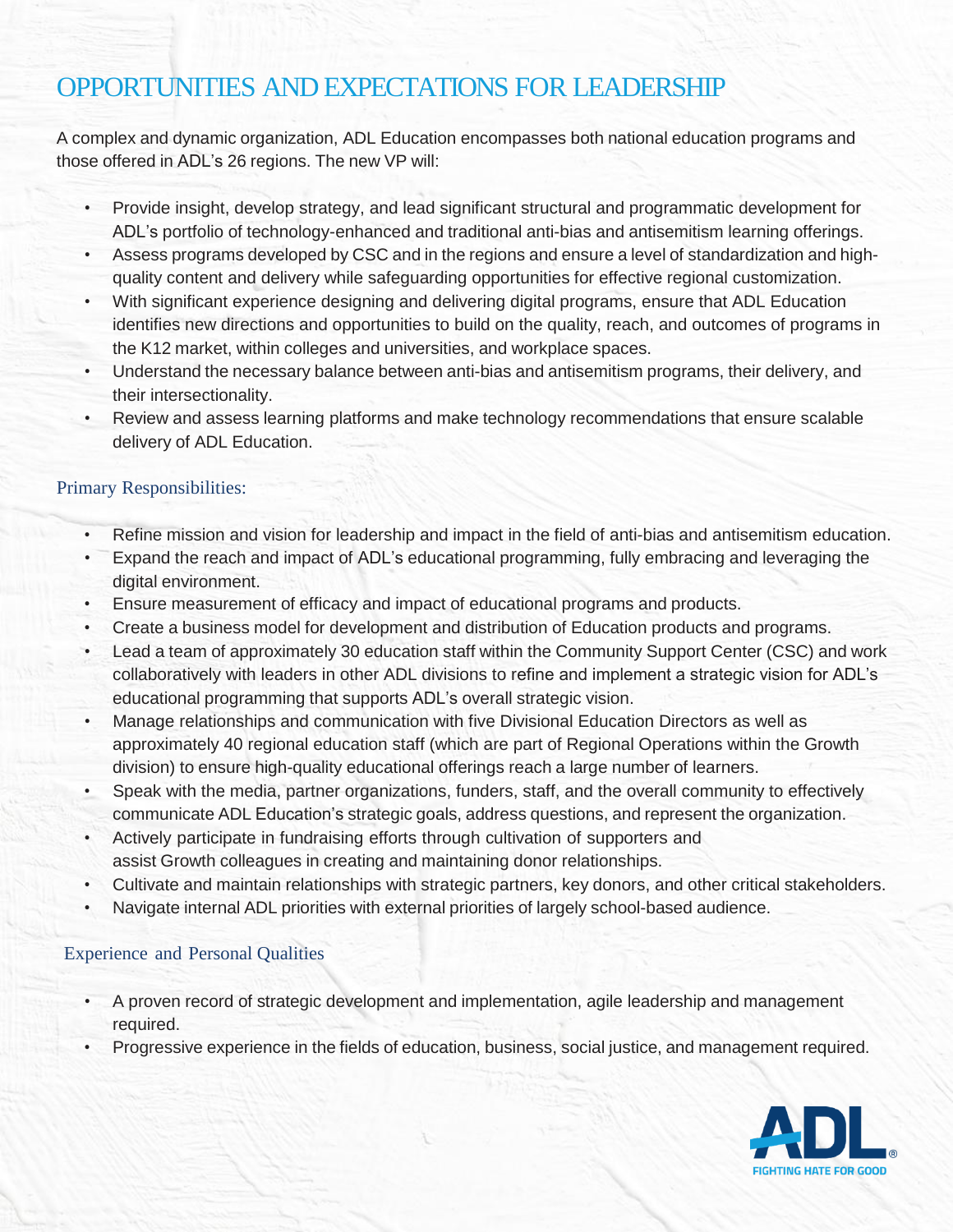# OPPORTUNITIES AND EXPECTATIONS FOR LEADERSHIP

A complex and dynamic organization, ADL Education encompasses both national education programs and those offered in ADL's 26 regions. The new VP will:

- Provide insight, develop strategy, and lead significant structural and programmatic development for ADL's portfolio of technology-enhanced and traditional anti-bias and antisemitism learning offerings.
- Assess programs developed by CSC and in the regions and ensure a level of standardization and high-quality content and delivery while safeguarding opportunities for effective regional customization.
- With significant experience designing and delivering digital programs, ensure that ADL Education identifies new directions and opportunities to build on the quality, reach, and outcomes of programs in the K12 market, within colleges and universities, and workplace spaces.
- Understand the necessary balance between anti-bias and antisemitism programs, their delivery, and their intersectionality.
- Review and assess learning platforms and make technology recommendations that ensure scalable delivery of ADL Education.

## Primary Responsibilities:

- Refine mission and vision for leadership and impact in the field of anti-bias and antisemitism education.
- Expand the reach and impact of ADL's educational programming, fully embracing and leveraging the digital environment.
- Ensure measurement of efficacy and impact of educational programs and products.
- Create a business model for development and distribution of Education products and programs.
- Lead a team of approximately 30 education staff within the Community Support Center (CSC) and work collaboratively with leaders in other ADL divisions to refine and implement a strategic vision for ADL's educational programming that supports ADL's overall strategic vision.
- Manage relationships and communication with five Divisional Education Directors as well as approximately 40 regional education staff (which are part of Regional Operations within the Growth division) to ensure high-quality educational offerings reach a large number of learners.
- Speak with the media, partner organizations, funders, staff, and the overall community to effectively communicate ADL Education's strategic goals, address questions, and represent the organization.
- Actively participate in fundraising efforts through cultivation of supporters and assist Growth colleagues in creating and maintaining donor relationships.
- Cultivate and maintain relationships with strategic partners, key donors, and other critical stakeholders.
- Navigate internal ADL priorities with external priorities of largely school-based audience.

## Experience and Personal Qualities

- A proven record of strategic development and implementation, agile leadership and management required.
- Progressive experience in the fields of education, business, social justice, and management required.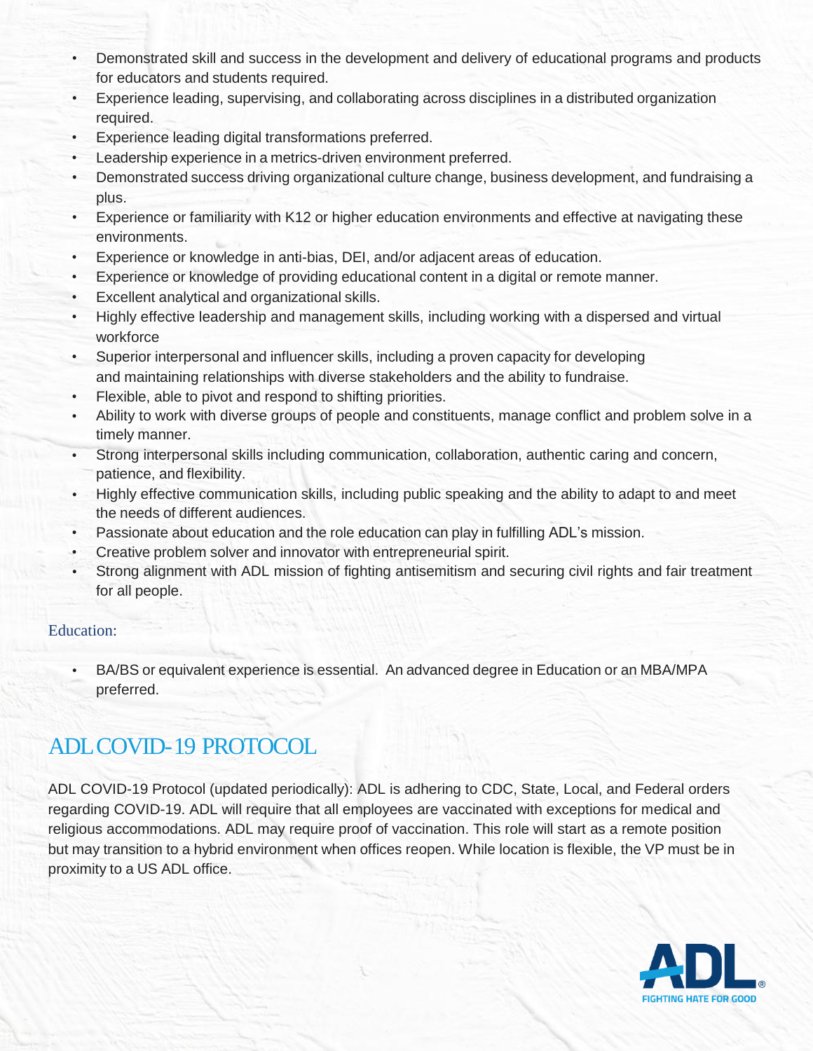- Demonstrated skill and success in the development and delivery of educational programs and products for educators and students required.
- Experience leading, supervising, and collaborating across disciplines in a distributed organization required.
- Experience leading digital transformations preferred.
- Leadership experience in a metrics-driven environment preferred.
- Demonstrated success driving organizational culture change, business development, and fundraising a plus.
- Experience or familiarity with K12 or higher education environments and effective at navigating these environments.
- Experience or knowledge in anti-bias, DEI, and/or adjacent areas of education.
- Experience or knowledge of providing educational content in a digital or remote manner.
- Excellent analytical and organizational skills.
- Highly effective leadership and management skills, including working with a dispersed and virtual workforce
- Superior interpersonal and influencer skills, including a proven capacity for developing and maintaining relationships with diverse stakeholders and the ability to fundraise.
- Flexible, able to pivot and respond to shifting priorities.
- Ability to work with diverse groups of people and constituents, manage conflict and problem solve in a timely manner.
- Strong interpersonal skills including communication, collaboration, authentic caring and concern, patience, and flexibility.
- Highly effective communication skills, including public speaking and the ability to adapt to and meet the needs of different audiences.
- Passionate about education and the role education can play in fulfilling ADL's mission.
- Creative problem solver and innovator with entrepreneurial spirit.
- Strong alignment with ADL mission of fighting antisemitism and securing civil rights and fair treatment for all people.

### Education:

- BA/BS or equivalent experience is essential. An advanced degree in Education or an MBA/MPA preferred.

## ADL COVID-19 PROTOCOL

ADL COVID-19 Protocol (updated periodically): ADL is adhering to CDC, State, Local, and Federal orders regarding COVID-19. ADL will require that all employees are vaccinated with exceptions for medical and religious accommodations. ADL may require proof of vaccination. This role will start as a remote position but may transition to a hybrid environment when offices reopen. While location is flexible, the VP must be in proximity to a US ADL office.

ADL® FIGHTING HATE FOR GOOD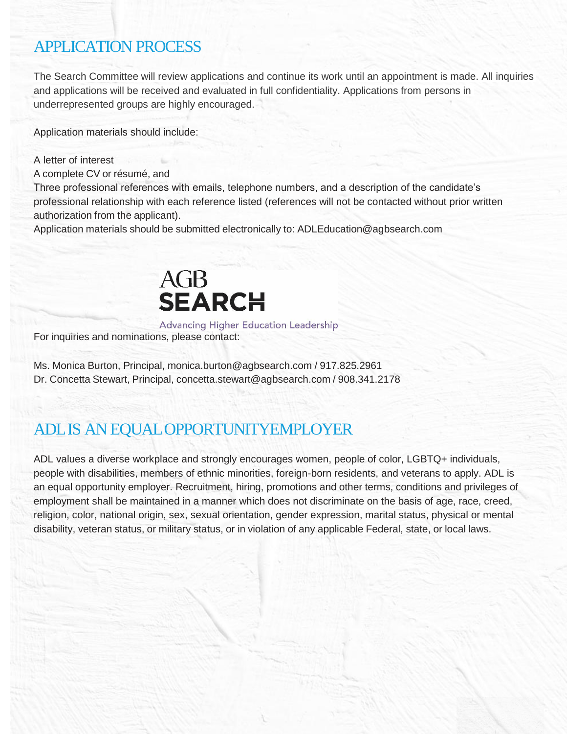## APPLICATION PROCESS

The Search Committee will review applications and continue its work until an appointment is made. All inquiries and applications will be received and evaluated in full confidentiality. Applications from persons in underrepresented groups are highly encouraged.

Application materials should include:

A letter of interest
A complete CV or résumé, and
Three professional references with emails, telephone numbers, and a description of the candidate's professional relationship with each reference listed (references will not be contacted without prior written authorization from the applicant).
Application materials should be submitted electronically to: ADLEducation@agbsearch.com

AGB
SEARCH
Advancing Higher Education Leadership

For inquiries and nominations, please contact:

Ms. Monica Burton, Principal, monica.burton@agbsearch.com / 917.825.2961
Dr. Concetta Stewart, Principal, concetta.stewart@agbsearch.com / 908.341.2178

## ADL IS AN EQUAL OPPORTUNITY EMPLOYER

ADL values a diverse workplace and strongly encourages women, people of color, LGBTQ+ individuals, people with disabilities, members of ethnic minorities, foreign-born residents, and veterans to apply. ADL is an equal opportunity employer. Recruitment, hiring, promotions and other terms, conditions and privileges of employment shall be maintained in a manner which does not discriminate on the basis of age, race, creed, religion, color, national origin, sex, sexual orientation, gender expression, marital status, physical or mental disability, veteran status, or military status, or in violation of any applicable Federal, state, or local laws.